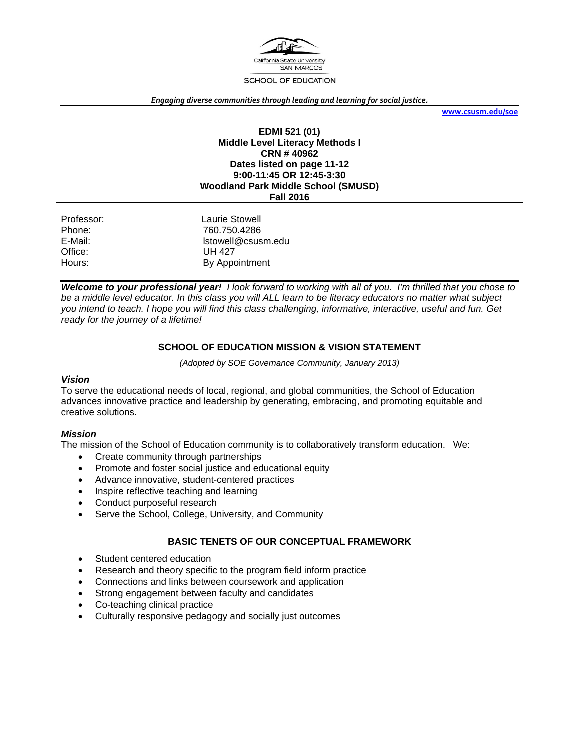California State University SAN MARCOS

SCHOOL OF EDUCATION

***Engaging diverse communities through leading and learning for social justice.***

**www.csusm.edu/soe**

**EDMI 521 (01)**
**Middle Level Literacy Methods I**
**CRN # 40962**
**Dates listed on page 11-12**
**9:00-11:45 OR 12:45-3:30**
**Woodland Park Middle School (SMUSD)**
**Fall 2016**

| | |
|---|---|
| Professor: | Laurie Stowell |
| Phone: | 760.750.4286 |
| E-Mail: | lstowell@csusm.edu |
| Office: | UH 427 |
| Hours: | By Appointment |

***Welcome to your professional year!*** *I look forward to working with all of you. I'm thrilled that you chose to be a middle level educator. In this class you will ALL learn to be literacy educators no matter what subject you intend to teach. I hope you will find this class challenging, informative, interactive, useful and fun. Get ready for the journey of a lifetime!*

## SCHOOL OF EDUCATION MISSION & VISION STATEMENT

*(Adopted by SOE Governance Community, January 2013)*

### *Vision*

To serve the educational needs of local, regional, and global communities, the School of Education advances innovative practice and leadership by generating, embracing, and promoting equitable and creative solutions.

### *Mission*

The mission of the School of Education community is to collaboratively transform education. We:

- Create community through partnerships
- Promote and foster social justice and educational equity
- Advance innovative, student-centered practices
- Inspire reflective teaching and learning
- Conduct purposeful research
- Serve the School, College, University, and Community

## BASIC TENETS OF OUR CONCEPTUAL FRAMEWORK

- Student centered education
- Research and theory specific to the program field inform practice
- Connections and links between coursework and application
- Strong engagement between faculty and candidates
- Co-teaching clinical practice
- Culturally responsive pedagogy and socially just outcomes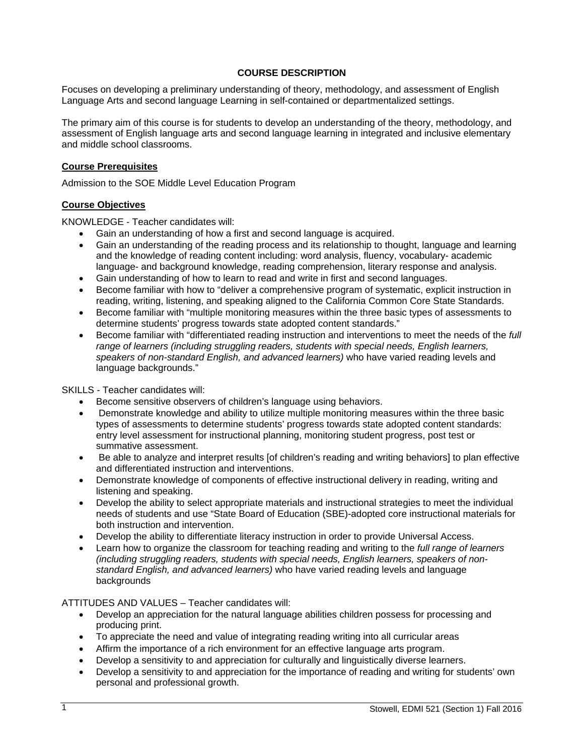## COURSE DESCRIPTION

Focuses on developing a preliminary understanding of theory, methodology, and assessment of English Language Arts and second language Learning in self-contained or departmentalized settings.

The primary aim of this course is for students to develop an understanding of the theory, methodology, and assessment of English language arts and second language learning in integrated and inclusive elementary and middle school classrooms.

### Course Prerequisites

Admission to the SOE Middle Level Education Program

### Course Objectives

KNOWLEDGE - Teacher candidates will:

- Gain an understanding of how a first and second language is acquired.
- Gain an understanding of the reading process and its relationship to thought, language and learning and the knowledge of reading content including: word analysis, fluency, vocabulary- academic language- and background knowledge, reading comprehension, literary response and analysis.
- Gain understanding of how to learn to read and write in first and second languages.
- Become familiar with how to "deliver a comprehensive program of systematic, explicit instruction in reading, writing, listening, and speaking aligned to the California Common Core State Standards.
- Become familiar with "multiple monitoring measures within the three basic types of assessments to determine students' progress towards state adopted content standards."
- Become familiar with "differentiated reading instruction and interventions to meet the needs of the *full range of learners (including struggling readers, students with special needs, English learners, speakers of non-standard English, and advanced learners)* who have varied reading levels and language backgrounds."

SKILLS - Teacher candidates will:

- Become sensitive observers of children's language using behaviors.
- Demonstrate knowledge and ability to utilize multiple monitoring measures within the three basic types of assessments to determine students' progress towards state adopted content standards: entry level assessment for instructional planning, monitoring student progress, post test or summative assessment.
- Be able to analyze and interpret results [of children's reading and writing behaviors] to plan effective and differentiated instruction and interventions.
- Demonstrate knowledge of components of effective instructional delivery in reading, writing and listening and speaking.
- Develop the ability to select appropriate materials and instructional strategies to meet the individual needs of students and use "State Board of Education (SBE)-adopted core instructional materials for both instruction and intervention.
- Develop the ability to differentiate literacy instruction in order to provide Universal Access.
- Learn how to organize the classroom for teaching reading and writing to the *full range of learners (including struggling readers, students with special needs, English learners, speakers of non-standard English, and advanced learners)* who have varied reading levels and language backgrounds

ATTITUDES AND VALUES – Teacher candidates will:

- Develop an appreciation for the natural language abilities children possess for processing and producing print.
- To appreciate the need and value of integrating reading writing into all curricular areas
- Affirm the importance of a rich environment for an effective language arts program.
- Develop a sensitivity to and appreciation for culturally and linguistically diverse learners.
- Develop a sensitivity to and appreciation for the importance of reading and writing for students' own personal and professional growth.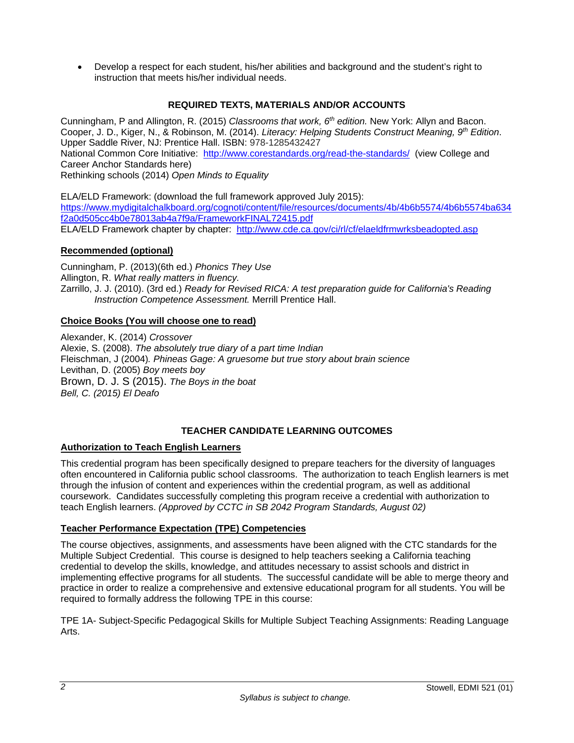- Develop a respect for each student, his/her abilities and background and the student's right to instruction that meets his/her individual needs.

## REQUIRED TEXTS, MATERIALS AND/OR ACCOUNTS

Cunningham, P and Allington, R. (2015) *Classrooms that work, 6th edition.* New York: Allyn and Bacon.
Cooper, J. D., Kiger, N., & Robinson, M. (2014). *Literacy: Helping Students Construct Meaning, 9th Edition*. Upper Saddle River, NJ: Prentice Hall. ISBN: 978-1285432427
National Common Core Initiative: http://www.corestandards.org/read-the-standards/ (view College and Career Anchor Standards here)
Rethinking schools (2014) *Open Minds to Equality*

ELA/ELD Framework: (download the full framework approved July 2015): https://www.mydigitalchalkboard.org/cognoti/content/file/resources/documents/4b/4b6b5574/4b6b5574ba634f2a0d505cc4b0e78013ab4a7f9a/FrameworkFINAL72415.pdf
ELA/ELD Framework chapter by chapter: http://www.cde.ca.gov/ci/rl/cf/elaeldfrmwrksbeadopted.asp

### Recommended (optional)

Cunningham, P. (2013)(6th ed.) *Phonics They Use*
Allington, R. *What really matters in fluency.*
Zarrillo, J. J. (2010). (3rd ed.) *Ready for Revised RICA: A test preparation guide for California's Reading Instruction Competence Assessment.* Merrill Prentice Hall.

### Choice Books (You will choose one to read)

Alexander, K. (2014) *Crossover*
Alexie, S. (2008). *The absolutely true diary of a part time Indian*
Fleischman, J (2004). *Phineas Gage: A gruesome but true story about brain science*
Levithan, D. (2005) *Boy meets boy*
Brown, D. J. S (2015). *The Boys in the boat*
*Bell, C. (2015) El Deafo*

## TEACHER CANDIDATE LEARNING OUTCOMES

### Authorization to Teach English Learners

This credential program has been specifically designed to prepare teachers for the diversity of languages often encountered in California public school classrooms. The authorization to teach English learners is met through the infusion of content and experiences within the credential program, as well as additional coursework. Candidates successfully completing this program receive a credential with authorization to teach English learners. *(Approved by CCTC in SB 2042 Program Standards, August 02)*

### Teacher Performance Expectation (TPE) Competencies

The course objectives, assignments, and assessments have been aligned with the CTC standards for the Multiple Subject Credential. This course is designed to help teachers seeking a California teaching credential to develop the skills, knowledge, and attitudes necessary to assist schools and district in implementing effective programs for all students. The successful candidate will be able to merge theory and practice in order to realize a comprehensive and extensive educational program for all students. You will be required to formally address the following TPE in this course:

TPE 1A- Subject-Specific Pedagogical Skills for Multiple Subject Teaching Assignments: Reading Language Arts.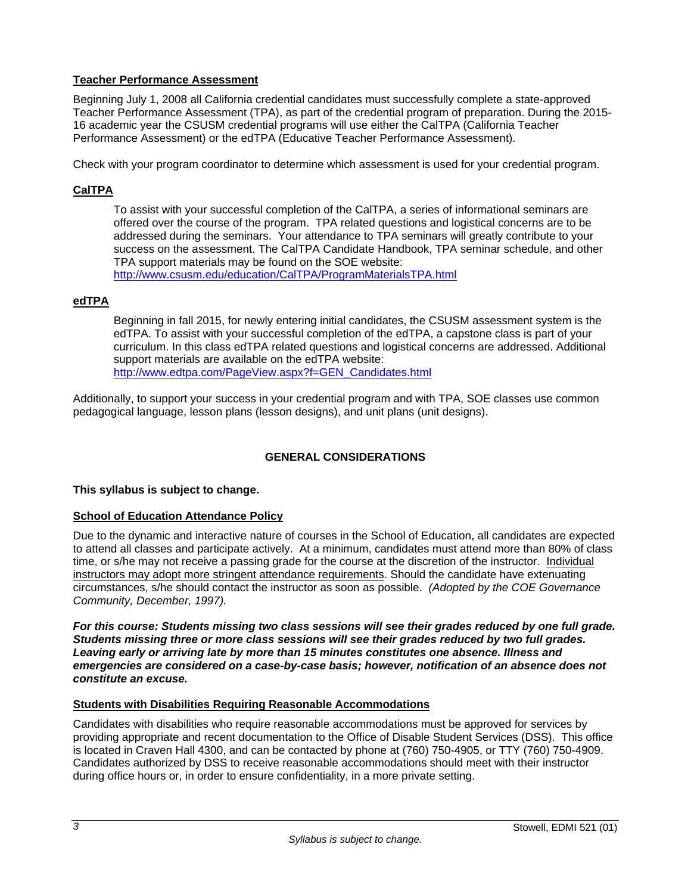## Teacher Performance Assessment

Beginning July 1, 2008 all California credential candidates must successfully complete a state-approved Teacher Performance Assessment (TPA), as part of the credential program of preparation. During the 2015-16 academic year the CSUSM credential programs will use either the CalTPA (California Teacher Performance Assessment) or the edTPA (Educative Teacher Performance Assessment).

Check with your program coordinator to determine which assessment is used for your credential program.

### CalTPA

To assist with your successful completion of the CalTPA, a series of informational seminars are offered over the course of the program. TPA related questions and logistical concerns are to be addressed during the seminars. Your attendance to TPA seminars will greatly contribute to your success on the assessment. The CalTPA Candidate Handbook, TPA seminar schedule, and other TPA support materials may be found on the SOE website: http://www.csusm.edu/education/CalTPA/ProgramMaterialsTPA.html

### edTPA

Beginning in fall 2015, for newly entering initial candidates, the CSUSM assessment system is the edTPA. To assist with your successful completion of the edTPA, a capstone class is part of your curriculum. In this class edTPA related questions and logistical concerns are addressed. Additional support materials are available on the edTPA website: http://www.edtpa.com/PageView.aspx?f=GEN_Candidates.html

Additionally, to support your success in your credential program and with TPA, SOE classes use common pedagogical language, lesson plans (lesson designs), and unit plans (unit designs).

## GENERAL CONSIDERATIONS

**This syllabus is subject to change.**

### School of Education Attendance Policy

Due to the dynamic and interactive nature of courses in the School of Education, all candidates are expected to attend all classes and participate actively. At a minimum, candidates must attend more than 80% of class time, or s/he may not receive a passing grade for the course at the discretion of the instructor. Individual instructors may adopt more stringent attendance requirements. Should the candidate have extenuating circumstances, s/he should contact the instructor as soon as possible. *(Adopted by the COE Governance Community, December, 1997).*

***For this course: Students missing two class sessions will see their grades reduced by one full grade. Students missing three or more class sessions will see their grades reduced by two full grades. Leaving early or arriving late by more than 15 minutes constitutes one absence. Illness and emergencies are considered on a case-by-case basis; however, notification of an absence does not constitute an excuse.***

### Students with Disabilities Requiring Reasonable Accommodations

Candidates with disabilities who require reasonable accommodations must be approved for services by providing appropriate and recent documentation to the Office of Disable Student Services (DSS). This office is located in Craven Hall 4300, and can be contacted by phone at (760) 750-4905, or TTY (760) 750-4909. Candidates authorized by DSS to receive reasonable accommodations should meet with their instructor during office hours or, in order to ensure confidentiality, in a more private setting.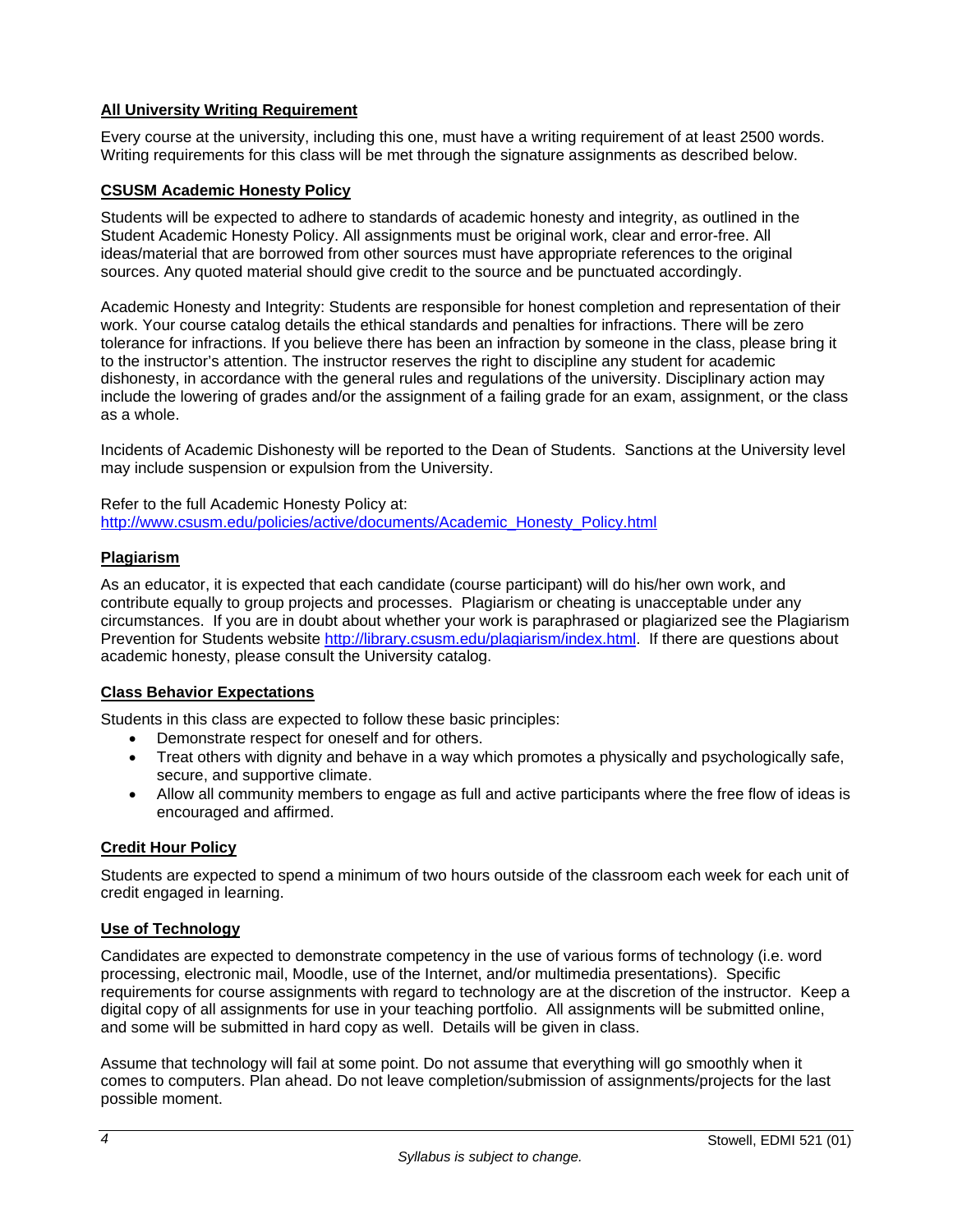### All University Writing Requirement

Every course at the university, including this one, must have a writing requirement of at least 2500 words. Writing requirements for this class will be met through the signature assignments as described below.

### CSUSM Academic Honesty Policy

Students will be expected to adhere to standards of academic honesty and integrity, as outlined in the Student Academic Honesty Policy. All assignments must be original work, clear and error-free. All ideas/material that are borrowed from other sources must have appropriate references to the original sources. Any quoted material should give credit to the source and be punctuated accordingly.

Academic Honesty and Integrity: Students are responsible for honest completion and representation of their work. Your course catalog details the ethical standards and penalties for infractions. There will be zero tolerance for infractions. If you believe there has been an infraction by someone in the class, please bring it to the instructor's attention. The instructor reserves the right to discipline any student for academic dishonesty, in accordance with the general rules and regulations of the university. Disciplinary action may include the lowering of grades and/or the assignment of a failing grade for an exam, assignment, or the class as a whole.

Incidents of Academic Dishonesty will be reported to the Dean of Students. Sanctions at the University level may include suspension or expulsion from the University.

Refer to the full Academic Honesty Policy at:
[http://www.csusm.edu/policies/active/documents/Academic_Honesty_Policy.html](http://www.csusm.edu/policies/active/documents/Academic_Honesty_Policy.html)

### Plagiarism

As an educator, it is expected that each candidate (course participant) will do his/her own work, and contribute equally to group projects and processes. Plagiarism or cheating is unacceptable under any circumstances. If you are in doubt about whether your work is paraphrased or plagiarized see the Plagiarism Prevention for Students website [http://library.csusm.edu/plagiarism/index.html](http://library.csusm.edu/plagiarism/index.html). If there are questions about academic honesty, please consult the University catalog.

### Class Behavior Expectations

Students in this class are expected to follow these basic principles:

- Demonstrate respect for oneself and for others.
- Treat others with dignity and behave in a way which promotes a physically and psychologically safe, secure, and supportive climate.
- Allow all community members to engage as full and active participants where the free flow of ideas is encouraged and affirmed.

### Credit Hour Policy

Students are expected to spend a minimum of two hours outside of the classroom each week for each unit of credit engaged in learning.

### Use of Technology

Candidates are expected to demonstrate competency in the use of various forms of technology (i.e. word processing, electronic mail, Moodle, use of the Internet, and/or multimedia presentations). Specific requirements for course assignments with regard to technology are at the discretion of the instructor. Keep a digital copy of all assignments for use in your teaching portfolio. All assignments will be submitted online, and some will be submitted in hard copy as well. Details will be given in class.

Assume that technology will fail at some point. Do not assume that everything will go smoothly when it comes to computers. Plan ahead. Do not leave completion/submission of assignments/projects for the last possible moment.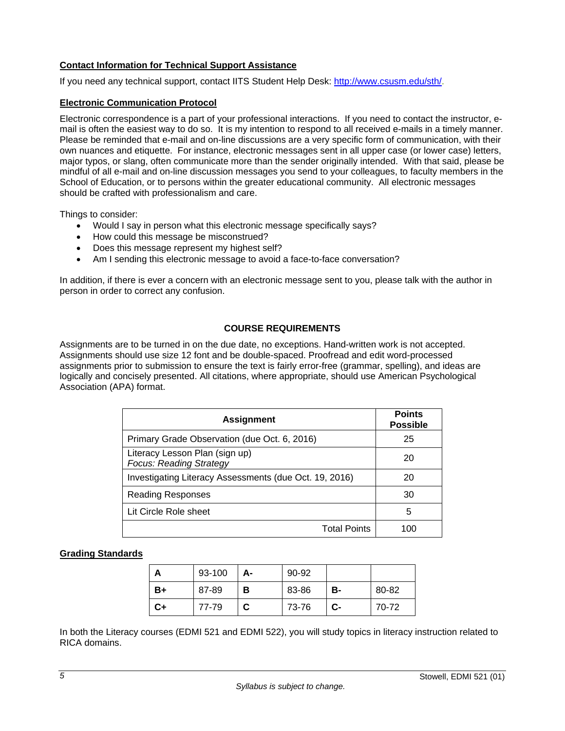**Contact Information for Technical Support Assistance**

If you need any technical support, contact IITS Student Help Desk: http://www.csusm.edu/sth/.

**Electronic Communication Protocol**

Electronic correspondence is a part of your professional interactions. If you need to contact the instructor, e-mail is often the easiest way to do so. It is my intention to respond to all received e-mails in a timely manner. Please be reminded that e-mail and on-line discussions are a very specific form of communication, with their own nuances and etiquette. For instance, electronic messages sent in all upper case (or lower case) letters, major typos, or slang, often communicate more than the sender originally intended. With that said, please be mindful of all e-mail and on-line discussion messages you send to your colleagues, to faculty members in the School of Education, or to persons within the greater educational community. All electronic messages should be crafted with professionalism and care.

Things to consider:

- Would I say in person what this electronic message specifically says?
- How could this message be misconstrued?
- Does this message represent my highest self?
- Am I sending this electronic message to avoid a face-to-face conversation?

In addition, if there is ever a concern with an electronic message sent to you, please talk with the author in person in order to correct any confusion.

## COURSE REQUIREMENTS

Assignments are to be turned in on the due date, no exceptions. Hand-written work is not accepted. Assignments should use size 12 font and be double-spaced. Proofread and edit word-processed assignments prior to submission to ensure the text is fairly error-free (grammar, spelling), and ideas are logically and concisely presented. All citations, where appropriate, should use American Psychological Association (APA) format.

| Assignment | Points Possible |
|---|---|
| Primary Grade Observation (due Oct. 6, 2016) | 25 |
| Literacy Lesson Plan (sign up) *Focus: Reading Strategy* | 20 |
| Investigating Literacy Assessments (due Oct. 19, 2016) | 20 |
| Reading Responses | 30 |
| Lit Circle Role sheet | 5 |
| Total Points | 100 |

**Grading Standards**

| **A** | 93-100 | **A-** | 90-92 | | |
|---|---|---|---|---|---|
| **B+** | 87-89 | **B** | 83-86 | **B-** | 80-82 |
| **C+** | 77-79 | **C** | 73-76 | **C-** | 70-72 |

In both the Literacy courses (EDMI 521 and EDMI 522), you will study topics in literacy instruction related to RICA domains.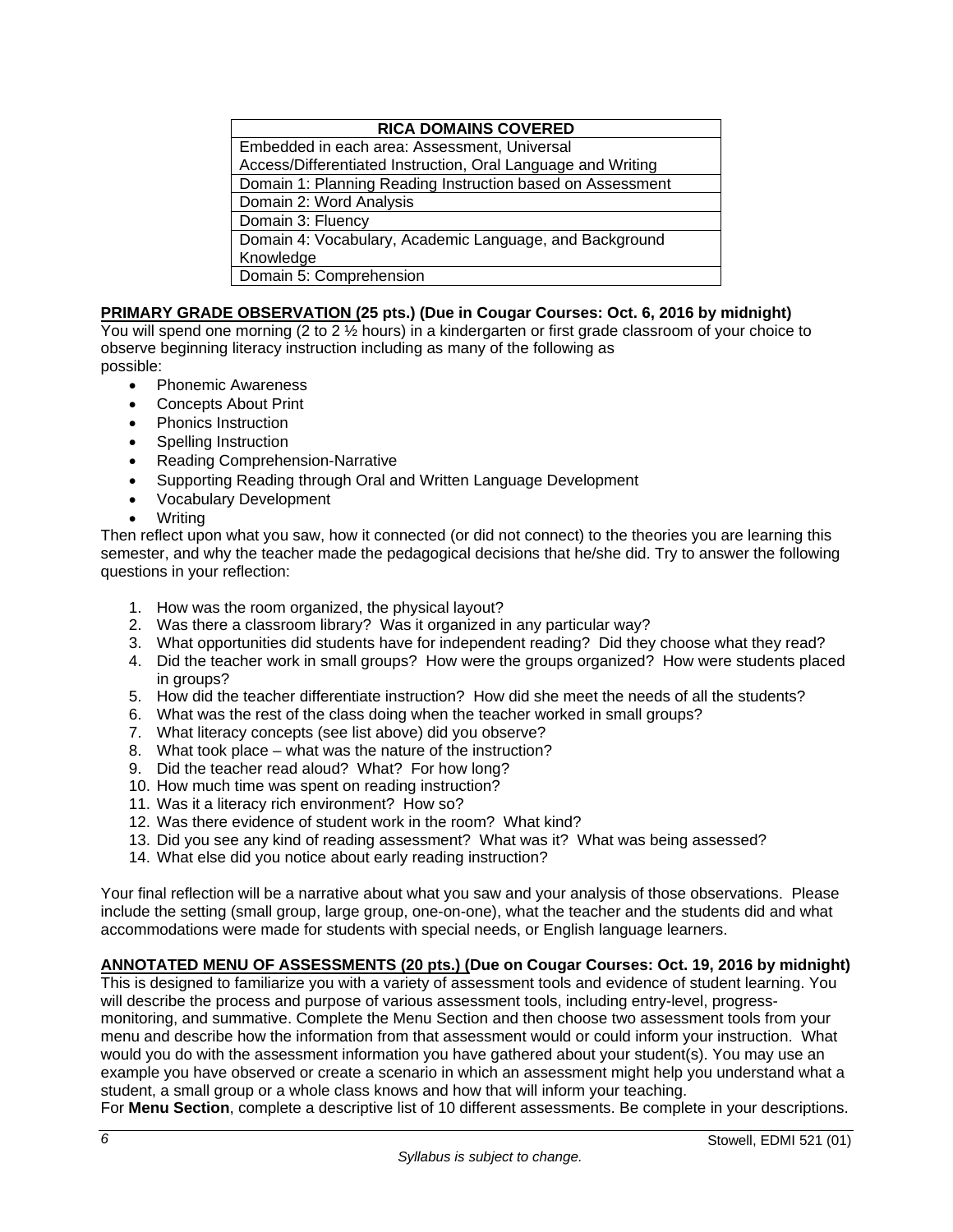| RICA DOMAINS COVERED |
| --- |
| Embedded in each area: Assessment, Universal Access/Differentiated Instruction, Oral Language and Writing |
| Domain 1: Planning Reading Instruction based on Assessment |
| Domain 2: Word Analysis |
| Domain 3: Fluency |
| Domain 4: Vocabulary, Academic Language, and Background Knowledge |
| Domain 5: Comprehension |

**PRIMARY GRADE OBSERVATION (25 pts.) (Due in Cougar Courses: Oct. 6, 2016 by midnight)**

You will spend one morning (2 to 2 ½ hours) in a kindergarten or first grade classroom of your choice to observe beginning literacy instruction including as many of the following as possible:

- Phonemic Awareness
- Concepts About Print
- Phonics Instruction
- Spelling Instruction
- Reading Comprehension-Narrative
- Supporting Reading through Oral and Written Language Development
- Vocabulary Development
- Writing

Then reflect upon what you saw, how it connected (or did not connect) to the theories you are learning this semester, and why the teacher made the pedagogical decisions that he/she did. Try to answer the following questions in your reflection:

1. How was the room organized, the physical layout?
2. Was there a classroom library? Was it organized in any particular way?
3. What opportunities did students have for independent reading? Did they choose what they read?
4. Did the teacher work in small groups? How were the groups organized? How were students placed in groups?
5. How did the teacher differentiate instruction? How did she meet the needs of all the students?
6. What was the rest of the class doing when the teacher worked in small groups?
7. What literacy concepts (see list above) did you observe?
8. What took place – what was the nature of the instruction?
9. Did the teacher read aloud? What? For how long?
10. How much time was spent on reading instruction?
11. Was it a literacy rich environment? How so?
12. Was there evidence of student work in the room? What kind?
13. Did you see any kind of reading assessment? What was it? What was being assessed?
14. What else did you notice about early reading instruction?

Your final reflection will be a narrative about what you saw and your analysis of those observations. Please include the setting (small group, large group, one-on-one), what the teacher and the students did and what accommodations were made for students with special needs, or English language learners.

**ANNOTATED MENU OF ASSESSMENTS (20 pts.) (Due on Cougar Courses: Oct. 19, 2016 by midnight)**

This is designed to familiarize you with a variety of assessment tools and evidence of student learning. You will describe the process and purpose of various assessment tools, including entry-level, progress-monitoring, and summative. Complete the Menu Section and then choose two assessment tools from your menu and describe how the information from that assessment would or could inform your instruction. What would you do with the assessment information you have gathered about your student(s). You may use an example you have observed or create a scenario in which an assessment might help you understand what a student, a small group or a whole class knows and how that will inform your teaching.

For **Menu Section**, complete a descriptive list of 10 different assessments. Be complete in your descriptions.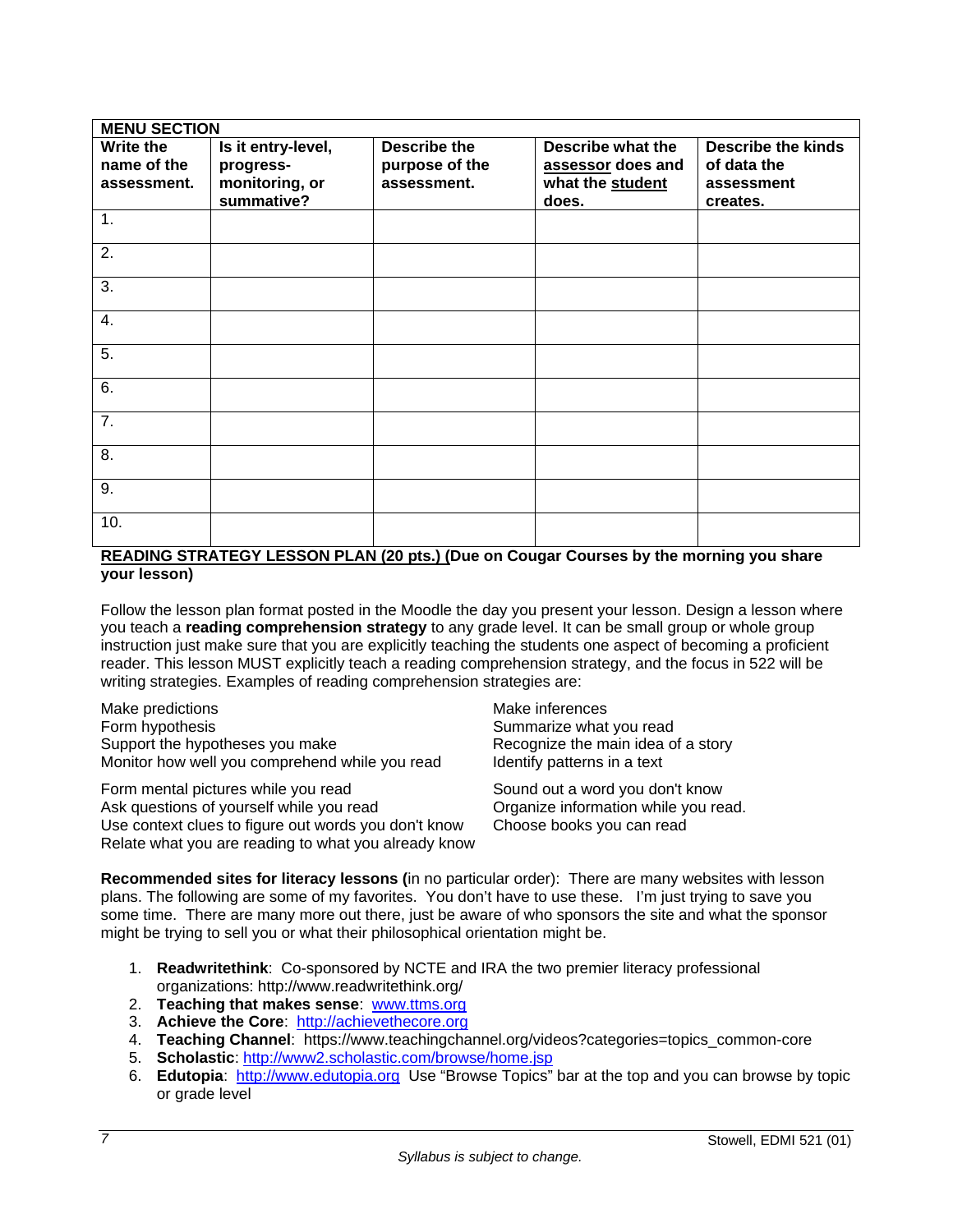| MENU SECTION | | | | |
|---|---|---|---|---|
| **Write the name of the assessment.** | **Is it entry-level, progress-monitoring, or summative?** | **Describe the purpose of the assessment.** | **Describe what the assessor does and what the student does.** | **Describe the kinds of data the assessment creates.** |
| 1. | | | | |
| 2. | | | | |
| 3. | | | | |
| 4. | | | | |
| 5. | | | | |
| 6. | | | | |
| 7. | | | | |
| 8. | | | | |
| 9. | | | | |
| 10. | | | | |

**READING STRATEGY LESSON PLAN (20 pts.) (Due on Cougar Courses by the morning you share your lesson)**

Follow the lesson plan format posted in the Moodle the day you present your lesson. Design a lesson where you teach a **reading comprehension strategy** to any grade level. It can be small group or whole group instruction just make sure that you are explicitly teaching the students one aspect of becoming a proficient reader. This lesson MUST explicitly teach a reading comprehension strategy, and the focus in 522 will be writing strategies. Examples of reading comprehension strategies are:

Make predictions
Form hypothesis
Support the hypotheses you make
Monitor how well you comprehend while you read

Form mental pictures while you read
Ask questions of yourself while you read
Use context clues to figure out words you don't know
Relate what you are reading to what you already know

Make inferences
Summarize what you read
Recognize the main idea of a story
Identify patterns in a text

Sound out a word you don't know
Organize information while you read.
Choose books you can read

**Recommended sites for literacy lessons (**in no particular order): There are many websites with lesson plans. The following are some of my favorites. You don't have to use these. I'm just trying to save you some time. There are many more out there, just be aware of who sponsors the site and what the sponsor might be trying to sell you or what their philosophical orientation might be.

1. **Readwritethink**: Co-sponsored by NCTE and IRA the two premier literacy professional organizations: http://www.readwritethink.org/
2. **Teaching that makes sense**: www.ttms.org
3. **Achieve the Core**: http://achievethecore.org
4. **Teaching Channel**: https://www.teachingchannel.org/videos?categories=topics_common-core
5. **Scholastic**: http://www2.scholastic.com/browse/home.jsp
6. **Edutopia**: http://www.edutopia.org Use "Browse Topics" bar at the top and you can browse by topic or grade level

*Syllabus is subject to change.*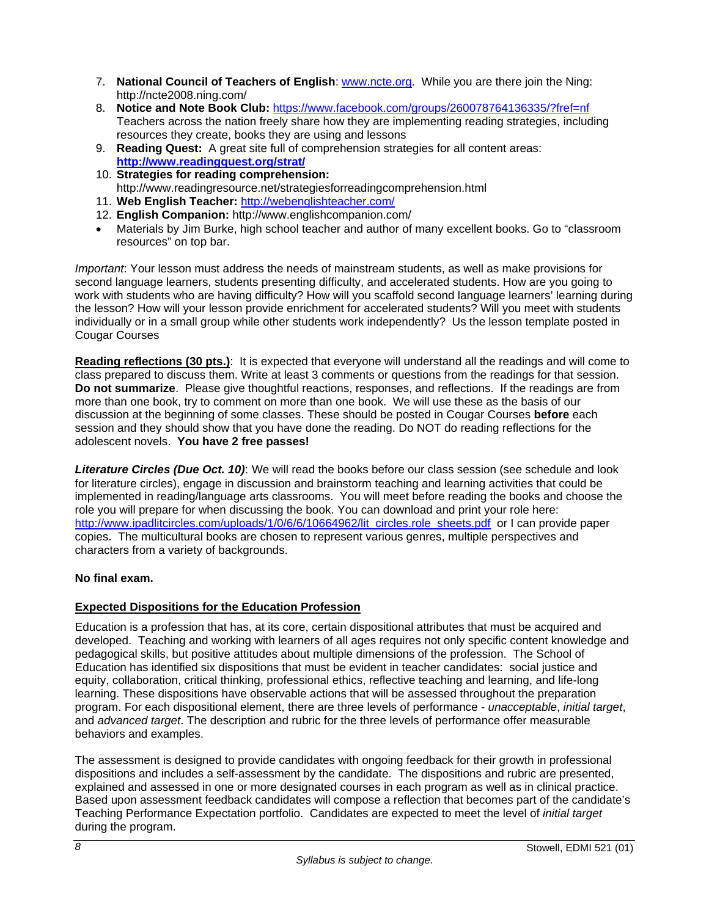7. **National Council of Teachers of English**: [www.ncte.org](http://www.ncte.org). While you are there join the Ning: http://ncte2008.ning.com/
8. **Notice and Note Book Club:** [https://www.facebook.com/groups/260078764136335/?fref=nf](https://www.facebook.com/groups/260078764136335/?fref=nf) Teachers across the nation freely share how they are implementing reading strategies, including resources they create, books they are using and lessons
9. **Reading Quest:** A great site full of comprehension strategies for all content areas: **[http://www.readingquest.org/strat/](http://www.readingquest.org/strat/)**
10. **Strategies for reading comprehension:** http://www.readingresource.net/strategiesforreadingcomprehension.html
11. **Web English Teacher:** [http://webenglishteacher.com/](http://webenglishteacher.com/)
12. **English Companion:** http://www.englishcompanion.com/

- Materials by Jim Burke, high school teacher and author of many excellent books. Go to "classroom resources" on top bar.

*Important*: Your lesson must address the needs of mainstream students, as well as make provisions for second language learners, students presenting difficulty, and accelerated students. How are you going to work with students who are having difficulty? How will you scaffold second language learners' learning during the lesson? How will your lesson provide enrichment for accelerated students? Will you meet with students individually or in a small group while other students work independently? Us the lesson template posted in Cougar Courses

**Reading reflections (30 pts.)**: It is expected that everyone will understand all the readings and will come to class prepared to discuss them. Write at least 3 comments or questions from the readings for that session. **Do not summarize**. Please give thoughtful reactions, responses, and reflections. If the readings are from more than one book, try to comment on more than one book. We will use these as the basis of our discussion at the beginning of some classes. These should be posted in Cougar Courses **before** each session and they should show that you have done the reading. Do NOT do reading reflections for the adolescent novels. **You have 2 free passes!**

***Literature Circles (Due Oct. 10)***: We will read the books before our class session (see schedule and look for literature circles), engage in discussion and brainstorm teaching and learning activities that could be implemented in reading/language arts classrooms. You will meet before reading the books and choose the role you will prepare for when discussing the book. You can download and print your role here: [http://www.ipadlitcircles.com/uploads/1/0/6/6/10664962/lit_circles.role_sheets.pdf](http://www.ipadlitcircles.com/uploads/1/0/6/6/10664962/lit_circles.role_sheets.pdf) or I can provide paper copies. The multicultural books are chosen to represent various genres, multiple perspectives and characters from a variety of backgrounds.

**No final exam.**

## Expected Dispositions for the Education Profession

Education is a profession that has, at its core, certain dispositional attributes that must be acquired and developed. Teaching and working with learners of all ages requires not only specific content knowledge and pedagogical skills, but positive attitudes about multiple dimensions of the profession. The School of Education has identified six dispositions that must be evident in teacher candidates: social justice and equity, collaboration, critical thinking, professional ethics, reflective teaching and learning, and life-long learning. These dispositions have observable actions that will be assessed throughout the preparation program. For each dispositional element, there are three levels of performance - *unacceptable*, *initial target*, and *advanced target*. The description and rubric for the three levels of performance offer measurable behaviors and examples.

The assessment is designed to provide candidates with ongoing feedback for their growth in professional dispositions and includes a self-assessment by the candidate. The dispositions and rubric are presented, explained and assessed in one or more designated courses in each program as well as in clinical practice. Based upon assessment feedback candidates will compose a reflection that becomes part of the candidate's Teaching Performance Expectation portfolio. Candidates are expected to meet the level of *initial target* during the program.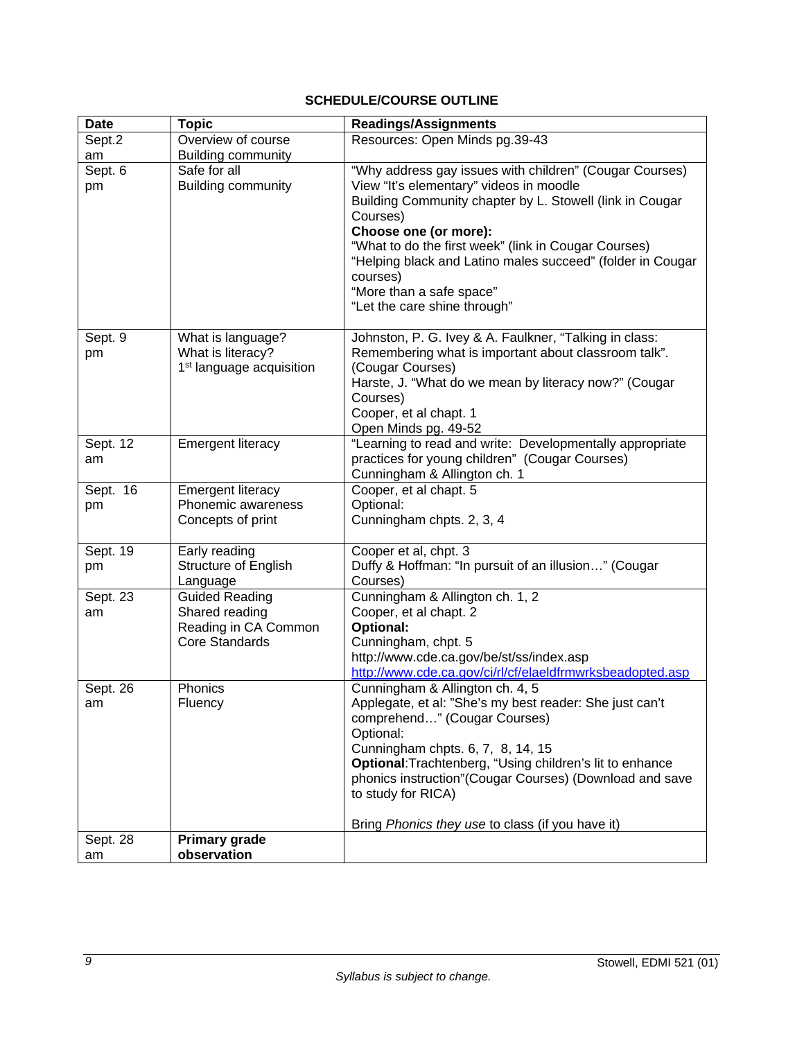**SCHEDULE/COURSE OUTLINE**

| Date | Topic | Readings/Assignments |
|---|---|---|
| Sept.2 am | Overview of course<br>Building community | Resources: Open Minds pg.39-43 |
| Sept. 6 pm | Safe for all<br>Building community | "Why address gay issues with children" (Cougar Courses)<br>View "It's elementary" videos in moodle<br>Building Community chapter by L. Stowell (link in Cougar Courses)<br>**Choose one (or more):**<br>"What to do the first week" (link in Cougar Courses)<br>"Helping black and Latino males succeed" (folder in Cougar courses)<br>"More than a safe space"<br>"Let the care shine through" |
| Sept. 9 pm | What is language?<br>What is literacy?<br>1st language acquisition | Johnston, P. G. Ivey & A. Faulkner, "Talking in class: Remembering what is important about classroom talk". (Cougar Courses)<br>Harste, J. "What do we mean by literacy now?" (Cougar Courses)<br>Cooper, et al chapt. 1<br>Open Minds pg. 49-52 |
| Sept. 12 am | Emergent literacy | "Learning to read and write: Developmentally appropriate practices for young children" (Cougar Courses)<br>Cunningham & Allington ch. 1 |
| Sept. 16 pm | Emergent literacy<br>Phonemic awareness<br>Concepts of print | Cooper, et al chapt. 5<br>Optional:<br>Cunningham chpts. 2, 3, 4 |
| Sept. 19 pm | Early reading<br>Structure of English Language | Cooper et al, chpt. 3<br>Duffy & Hoffman: "In pursuit of an illusion…" (Cougar Courses) |
| Sept. 23 am | Guided Reading<br>Shared reading<br>Reading in CA Common Core Standards | Cunningham & Allington ch. 1, 2<br>Cooper, et al chapt. 2<br>**Optional:**<br>Cunningham, chpt. 5<br>http://www.cde.ca.gov/be/st/ss/index.asp<br>http://www.cde.ca.gov/ci/rl/cf/elaeldfrmwrksbeadopted.asp |
| Sept. 26 am | Phonics<br>Fluency | Cunningham & Allington ch. 4, 5<br>Applegate, et al: "She's my best reader: She just can't comprehend…" (Cougar Courses)<br>Optional:<br>Cunningham chpts. 6, 7, 8, 14, 15<br>**Optional**:Trachtenberg, "Using children's lit to enhance phonics instruction"(Cougar Courses) (Download and save to study for RICA)<br><br>Bring *Phonics they use* to class (if you have it) |
| Sept. 28 am | **Primary grade observation** | |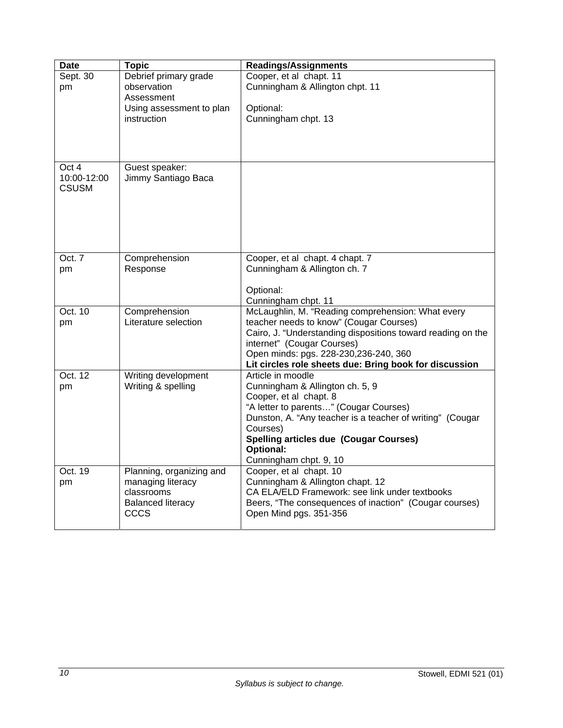| Date | Topic | Readings/Assignments |
|---|---|---|
| Sept. 30<br>pm | Debrief primary grade observation<br>Assessment<br>Using assessment to plan instruction | Cooper, et al chapt. 11<br>Cunningham & Allington chpt. 11<br><br>Optional:<br>Cunningham chpt. 13 |
| Oct 4<br>10:00-12:00<br>CSUSM | Guest speaker:<br>Jimmy Santiago Baca | |
| Oct. 7<br>pm | Comprehension<br>Response | Cooper, et al chapt. 4 chapt. 7<br>Cunningham & Allington ch. 7<br><br>Optional:<br>Cunningham chpt. 11 |
| Oct. 10<br>pm | Comprehension<br>Literature selection | McLaughlin, M. "Reading comprehension: What every teacher needs to know" (Cougar Courses)<br>Cairo, J. "Understanding dispositions toward reading on the internet" (Cougar Courses)<br>Open minds: pgs. 228-230,236-240, 360<br>**Lit circles role sheets due: Bring book for discussion** |
| Oct. 12<br>pm | Writing development<br>Writing & spelling | Article in moodle<br>Cunningham & Allington ch. 5, 9<br>Cooper, et al chapt. 8<br>"A letter to parents…" (Cougar Courses)<br>Dunston, A. "Any teacher is a teacher of writing" (Cougar Courses)<br>**Spelling articles due (Cougar Courses)**<br>**Optional:**<br>Cunningham chpt. 9, 10 |
| Oct. 19<br>pm | Planning, organizing and managing literacy classrooms<br>Balanced literacy<br>CCCS | Cooper, et al chapt. 10<br>Cunningham & Allington chapt. 12<br>CA ELA/ELD Framework: see link under textbooks<br>Beers, "The consequences of inaction" (Cougar courses)<br>Open Mind pgs. 351-356 |

*Syllabus is subject to change.*